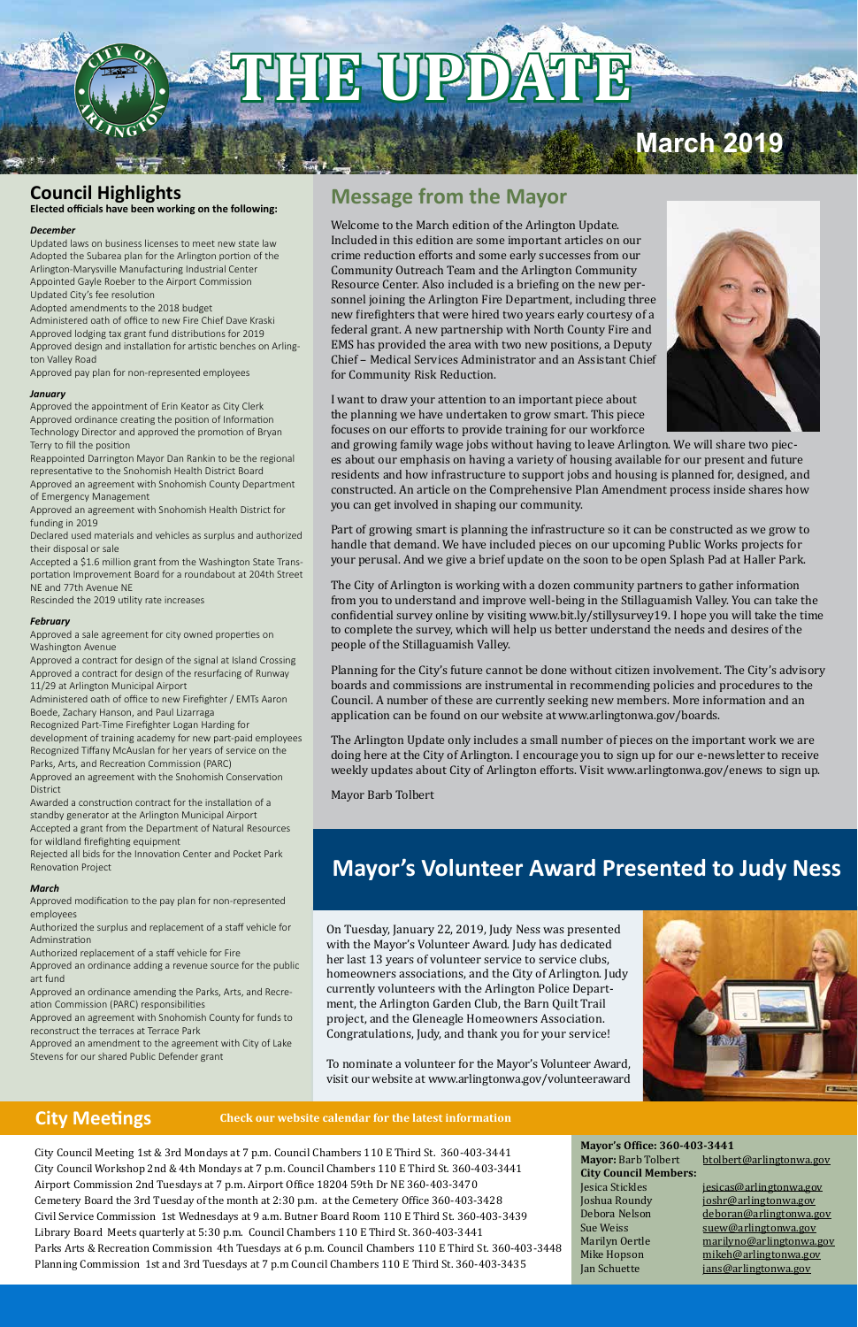# THE UPDATE

March 2019

## Message from the Mayor

Welcome to the March edition of the Arlington Update. Included in this edition are some important articles on our crime reduction efforts and some early successes from our Community Outreach Team and the Arlington Community Resource Center. Also included is a briefing on the new personnel joining the Arlington Fire Department, including three new firefighters that were hired two years early courtesy of a federal grant. A new partnership with North County Fire and EMS has provided the area with two new positions, a Deputy Chief – Medical Services Administrator and an Assistant Chief for Community Risk Reduction.

I want to draw your attention to an important piece about the planning we have undertaken to grow smart. This piece focuses on our efforts to provide training for our workforce and growing family wage jobs without having to leave Arlington. We will share two pieces about our emphasis on having a variety of housing available for our present and future residents and how infrastructure to support jobs and housing is planned for, designed, and constructed. An article on the Comprehensive Plan Amendment process inside shares how you can get involved in shaping our community.

Part of growing smart is planning the infrastructure so it can be constructed as we grow to handle that demand. We have included pieces on our upcoming Public Works projects for your perusal. And we give a brief update on the soon to be open Splash Pad at Haller Park.

The City of Arlington is working with a dozen community partners to gather information from you to understand and improve well-being in the Stillaguamish Valley. You can take the confidential survey online by visiting www.bit.ly/stillysurvey19. I hope you will take the time to complete the survey, which will help us better understand the needs and desires of the people of the Stillaguamish Valley.

Planning for the City's future cannot be done without citizen involvement. The City's advisory boards and commissions are instrumental in recommending policies and procedures to the Council. A number of these are currently seeking new members. More information and an application can be found on our website at www.arlingtonwa.gov/boards.

The Arlington Update only includes a small number of pieces on the important work we are doing here at the City of Arlington. I encourage you to sign up for our e-newsletter to receive weekly updates about City of Arlington efforts. Visit www.arlingtonwa.gov/enews to sign up.

Mayor Barb Tolbert

## Council Highlights

**Elected officials have been working on the following:**

***December***

- Updated laws on business licenses to meet new state law
- Adopted the Subarea plan for the Arlington portion of the Arlington-Marysville Manufacturing Industrial Center
- Appointed Gayle Roeber to the Airport Commission
- Updated City's fee resolution
- Adopted amendments to the 2018 budget
- Administered oath of office to new Fire Chief Dave Kraski
- Approved lodging tax grant fund distributions for 2019
- Approved design and installation for artistic benches on Arlington Valley Road
- Approved pay plan for non-represented employees

***January***

- Approved the appointment of Erin Keator as City Clerk
- Approved ordinance creating the position of Information Technology Director and approved the promotion of Bryan Terry to fill the position
- Reappointed Darrington Mayor Dan Rankin to be the regional representative to the Snohomish Health District Board
- Approved an agreement with Snohomish County Department of Emergency Management
- Approved an agreement with Snohomish Health District for funding in 2019
- Declared used materials and vehicles as surplus and authorized their disposal or sale
- Accepted a $1.6 million grant from the Washington State Transportation Improvement Board for a roundabout at 204th Street NE and 77th Avenue NE
- Rescinded the 2019 utility rate increases

***February***

- Approved a sale agreement for city owned properties on Washington Avenue
- Approved a contract for design of the signal at Island Crossing
- Approved a contract for design of the resurfacing of Runway 11/29 at Arlington Municipal Airport
- Administered oath of office to new Firefighter / EMTs Aaron Boede, Zachary Hanson, and Paul Lizarraga
- Recognized Part-Time Firefighter Logan Harding for development of training academy for new part-paid employees
- Recognized Tiffany McAuslan for her years of service on the Parks, Arts, and Recreation Commission (PARC)
- Approved an agreement with the Snohomish Conservation District
- Awarded a construction contract for the installation of a standby generator at the Arlington Municipal Airport
- Accepted a grant from the Department of Natural Resources for wildland firefighting equipment
- Rejected all bids for the Innovation Center and Pocket Park Renovation Project

***March***

- Approved modification to the pay plan for non-represented employees
- Authorized the surplus and replacement of a staff vehicle for Adminstration
- Authorized replacement of a staff vehicle for Fire
- Approved an ordinance adding a revenue source for the public art fund
- Approved an ordinance amending the Parks, Arts, and Recreation Commission (PARC) responsibilities
- Approved an agreement with Snohomish County for funds to reconstruct the terraces at Terrace Park
- Approved an amendment to the agreement with City of Lake Stevens for our shared Public Defender grant

## Mayor's Volunteer Award Presented to Judy Ness

On Tuesday, January 22, 2019, Judy Ness was presented with the Mayor's Volunteer Award. Judy has dedicated her last 13 years of volunteer service to service clubs, homeowners associations, and the City of Arlington. Judy currently volunteers with the Arlington Police Department, the Arlington Garden Club, the Barn Quilt Trail project, and the Gleneagle Homeowners Association. Congratulations, Judy, and thank you for your service!

To nominate a volunteer for the Mayor's Volunteer Award, visit our website at www.arlingtonwa.gov/volunteeraward

## City Meetings

**Check our website calendar for the latest information**

City Council Meeting 1st & 3rd Mondays at 7 p.m. Council Chambers 110 E Third St. 360-403-3441
City Council Workshop 2nd & 4th Mondays at 7 p.m. Council Chambers 110 E Third St. 360-403-3441
Airport Commission 2nd Tuesdays at 7 p.m. Airport Office 18204 59th Dr NE 360-403-3470
Cemetery Board the 3rd Tuesday of the month at 2:30 p.m. at the Cemetery Office 360-403-3428
Civil Service Commission 1st Wednesdays at 9 a.m. Butner Board Room 110 E Third St. 360-403-3439
Library Board Meets quarterly at 5:30 p.m. Council Chambers 110 E Third St. 360-403-3441
Parks Arts & Recreation Commission 4th Tuesdays at 6 p.m. Council Chambers 110 E Third St. 360-403-3448
Planning Commission 1st and 3rd Tuesdays at 7 p.m Council Chambers 110 E Third St. 360-403-3435

**Mayor's Office: 360-403-3441**

**Mayor:** Barb Tolbert btolbert@arlingtonwa.gov

**City Council Members:**

| | |
|---|---|
| Jesica Stickles | jesicas@arlingtonwa.gov |
| Joshua Roundy | joshr@arlingtonwa.gov |
| Debora Nelson | deboran@arlingtonwa.gov |
| Sue Weiss | suew@arlingtonwa.gov |
| Marilyn Oertle | marilyno@arlingtonwa.gov |
| Mike Hopson | mikeh@arlingtonwa.gov |
| Jan Schuette | jans@arlingtonwa.gov |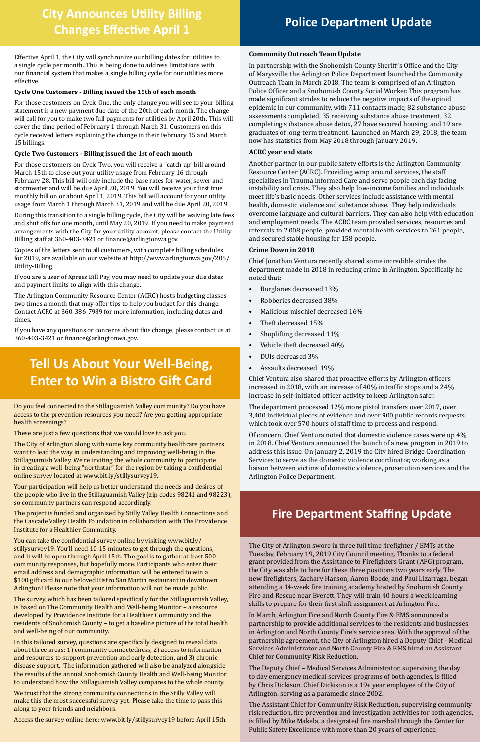## City Announces Utility Billing Changes Effective April 1

Effective April 1, the City will synchronize our billing dates for utilities to a single cycle per month. This is being done to address limitations with our financial system that makes a single billing cycle for our utilities more effective.

**Cycle One Customers - Billing issued the 15th of each month**

For those customers on Cycle One, the only change you will see to your billing statement is a new payment due date of the 20th of each month. The change will call for you to make two full payments for utilities by April 20th. This will cover the time period of February 1 through March 31. Customers on this cycle received letters explaining the change in their February 15 and March 15 billings.

**Cycle Two Customers - Billing issued the 1st of each month**

For those customers on Cycle Two, you will receive a "catch up" bill around March 15th to close out your utility usage from February 16 through February 28. This bill will only include the base rates for water, sewer and stormwater and will be due April 20, 2019. You will receive your first true monthly bill on or about April 1, 2019. This bill will account for your utility usage from March 1 through March 31, 2019 and will be due April 20, 2019.

During this transition to a single billing cycle, the City will be waiving late fees and shut offs for one month, until May 20, 2019. If you need to make payment arrangements with the City for your utility account, please contact the Utility Billing staff at 360-403-3421 or finance@arlingtonwa.gov.

Copies of the letters sent to all customers, with complete billing schedules for 2019, are available on our website at http://www.arlingtonwa.gov/205/Utility-Billing.

If you are a user of Xpress Bill Pay, you may need to update your due dates and payment limits to align with this change.

The Arlington Community Resource Center (ACRC) hosts budgeting classes two times a month that may offer tips to help you budget for this change. Contact ACRC at 360-386-7989 for more information, including dates and times.

If you have any questions or concerns about this change, please contact us at 360-403-3421 or finance@arlingtonwa.gov.

## Tell Us About Your Well-Being, Enter to Win a Bistro Gift Card

Do you feel connected to the Stillaguamish Valley community? Do you have access to the prevention resources you need? Are you getting appropriate health screenings?

These are just a few questions that we would love to ask you.

The City of Arlington along with some key community healthcare partners want to lead the way in understanding and improving well-being in the Stillaguamish Valley. We're inviting the whole community to participate in creating a well-being "northstar" for the region by taking a confidential online survey located at www.bit.ly/stillysurvey19.

Your participation will help us better understand the needs and desires of the people who live in the Stillaguamish Valley (zip codes 98241 and 98223), so community partners can respond accordingly.

The project is funded and organized by Stilly Valley Health Connections and the Cascade Valley Health Foundation in collaboration with The Providence Institute for a Healthier Community.

You can take the confidential survey online by visiting www.bit.ly/stillysurvey19. You'll need 10-15 minutes to get through the questions, and it will be open through April 15th. The goal is to gather at least 500 community responses, but hopefully more. Participants who enter their email address and demographic information will be entered to win a $100 gift card to our beloved Bistro San Martin restaurant in downtown Arlington! Please note that your information will not be made public.

The survey, which has been tailored specifically for the Stillaguamish Valley, is based on The Community Health and Well-being Monitor – a resource developed by Providence Institute for a Healthier Community and the residents of Snohomish County – to get a baseline picture of the total health and well-being of our community.

In this tailored survey, questions are specifically designed to reveal data about three areas: 1) community connectedness, 2) access to information and resources to support prevention and early detection, and 3) chronic disease support. The information gathered will also be analyzed alongside the results of the annual Snohomish County Health and Well-being Monitor to understand how the Stillaguamish Valley compares to the whole county.

We trust that the strong community connections in the Stilly Valley will make this the most successful survey yet. Please take the time to pass this along to your friends and neighbors.

Access the survey online here: www.bit.ly/stillysurvey19 before April 15th.

## Police Department Update

**Community Outreach Team Update**

In partnership with the Snohomish County Sheriff's Office and the City of Marysville, the Arlington Police Department launched the Community Outreach Team in March 2018. The team is comprised of an Arlington Police Officer and a Snohomish County Social Worker. This program has made significant strides to reduce the negative impacts of the opioid epidemic in our community, with 711 contacts made, 82 substance abuse assessments completed, 35 receiving substance abuse treatment, 32 completing substance abuse detox, 27 have secured housing, and 19 are graduates of long-term treatment. Launched on March 29, 2018, the team now has statistics from May 2018 through January 2019.

**ACRC year end stats**

Another partner in our public safety efforts is the Arlington Community Resource Center (ACRC). Providing wrap around services, the staff specializes in Trauma Informed Care and serve people each day facing instability and crisis. They also help low-income families and individuals meet life's basic needs. Other services include assistance with mental health, domestic violence and substance abuse. They help individuals overcome language and cultural barriers. They can also help with education and employment needs. The ACRC team provided services, resources and referrals to 2,008 people, provided mental health services to 261 people, and secured stable housing for 158 people.

**Crime Down in 2018**

Chief Jonathan Ventura recently shared some incredible strides the department made in 2018 in reducing crime in Arlington. Specifically he noted that:

- Burglaries decreased 13%
- Robberies decreased 38%
- Malicious mischief decreased 16%
- Theft decreased 15%
- Shoplifting decreased 11%
- Vehicle theft decreased 40%
- DUIs decreased 3%
- Assaults decreased 19%

Chief Ventura also shared that proactive efforts by Arlington officers increased in 2018, with an increase of 40% in traffic stops and a 24% increase in self-initiated officer activity to keep Arlington safer.

The department processed 12% more pistol transfers over 2017, over 3,400 individual pieces of evidence and over 900 public records requests which took over 570 hours of staff time to process and respond.

Of concern, Chief Ventura noted that domestic violence cases were up 4% in 2018. Chief Ventura announced the launch of a new program in 2019 to address this issue. On January 2, 2019 the City hired Bridge Coordination Services to serve as the domestic violence coordinator, working as a liaison between victims of domestic violence, prosecution services and the Arlington Police Department.

## Fire Department Staffing Update

The City of Arlington swore in three full time firefighter / EMTs at the Tuesday, February 19, 2019 City Council meeting. Thanks to a federal grant provided from the Assistance to Firefighters Grant (AFG) program, the City was able to hire for these three positions two years early. The new firefighters, Zachary Hanson, Aaron Boede, and Paul Lizarraga, began attending a 14-week fire training academy hosted by Snohomish County Fire and Rescue near Everett. They will train 40 hours a week learning skills to prepare for their first shift assignment at Arlington Fire.

In March, Arlington Fire and North County Fire & EMS announced a partnership to provide additional services to the residents and businesses in Arlington and North County Fire's service area. With the approval of the partnership agreement, the City of Arlington hired a Deputy Chief - Medical Services Administrator and North County Fire & EMS hired an Assistant Chief for Community Risk Reduction.

The Deputy Chief – Medical Services Administrator, supervising the day to day emergency medical services programs of both agencies, is filled by Chris Dickison. Chief Dickison is a 19+ year employee of the City of Arlington, serving as a paramedic since 2002.

The Assistant Chief for Community Risk Reduction, supervising community risk reduction, fire prevention and investigation activities for both agencies, is filled by Mike Makela, a designated fire marshal through the Center for Public Safety Excellence with more than 20 years of experience.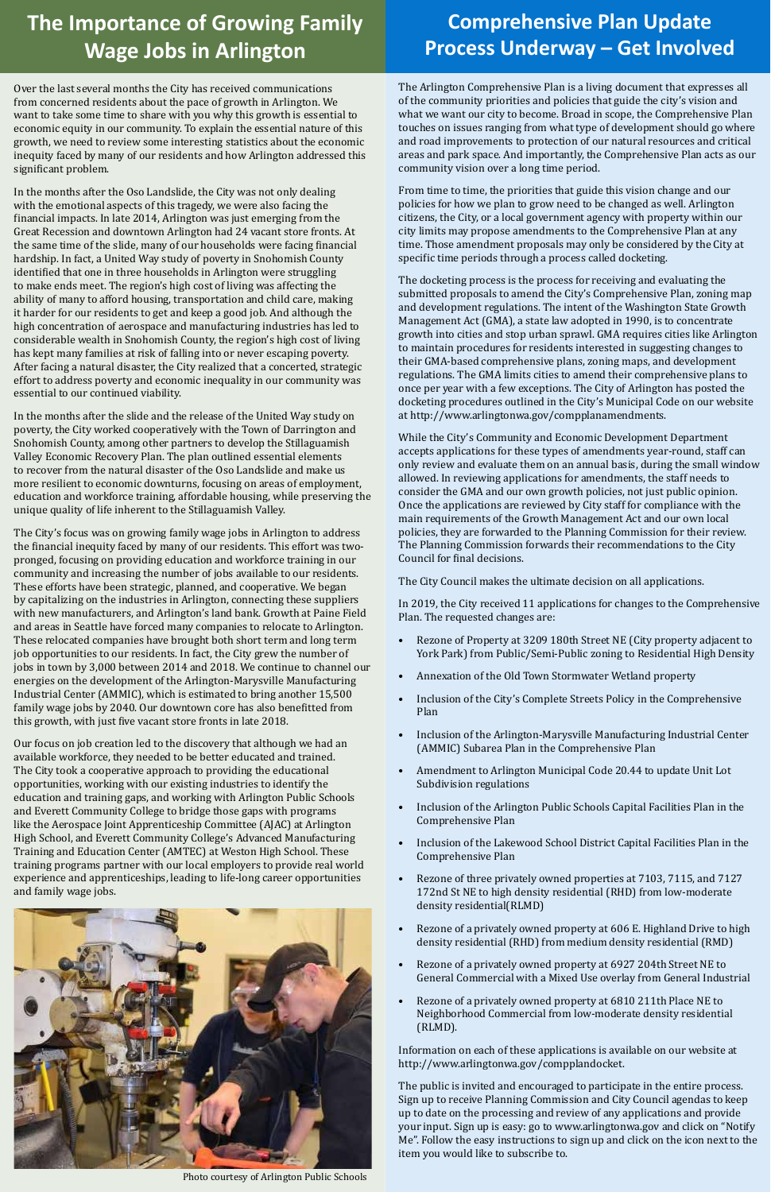# The Importance of Growing Family Wage Jobs in Arlington

Over the last several months the City has received communications from concerned residents about the pace of growth in Arlington. We want to take some time to share with you why this growth is essential to economic equity in our community. To explain the essential nature of this growth, we need to review some interesting statistics about the economic inequity faced by many of our residents and how Arlington addressed this significant problem.

In the months after the Oso Landslide, the City was not only dealing with the emotional aspects of this tragedy, we were also facing the financial impacts. In late 2014, Arlington was just emerging from the Great Recession and downtown Arlington had 24 vacant store fronts. At the same time of the slide, many of our households were facing financial hardship. In fact, a United Way study of poverty in Snohomish County identified that one in three households in Arlington were struggling to make ends meet. The region's high cost of living was affecting the ability of many to afford housing, transportation and child care, making it harder for our residents to get and keep a good job. And although the high concentration of aerospace and manufacturing industries has led to considerable wealth in Snohomish County, the region's high cost of living has kept many families at risk of falling into or never escaping poverty. After facing a natural disaster, the City realized that a concerted, strategic effort to address poverty and economic inequality in our community was essential to our continued viability.

In the months after the slide and the release of the United Way study on poverty, the City worked cooperatively with the Town of Darrington and Snohomish County, among other partners to develop the Stillaguamish Valley Economic Recovery Plan. The plan outlined essential elements to recover from the natural disaster of the Oso Landslide and make us more resilient to economic downturns, focusing on areas of employment, education and workforce training, affordable housing, while preserving the unique quality of life inherent to the Stillaguamish Valley.

The City's focus was on growing family wage jobs in Arlington to address the financial inequity faced by many of our residents. This effort was two-pronged, focusing on providing education and workforce training in our community and increasing the number of jobs available to our residents. These efforts have been strategic, planned, and cooperative. We began by capitalizing on the industries in Arlington, connecting these suppliers with new manufacturers, and Arlington's land bank. Growth at Paine Field and areas in Seattle have forced many companies to relocate to Arlington. These relocated companies have brought both short term and long term job opportunities to our residents. In fact, the City grew the number of jobs in town by 3,000 between 2014 and 2018. We continue to channel our energies on the development of the Arlington-Marysville Manufacturing Industrial Center (AMMIC), which is estimated to bring another 15,500 family wage jobs by 2040. Our downtown core has also benefitted from this growth, with just five vacant store fronts in late 2018.

Our focus on job creation led to the discovery that although we had an available workforce, they needed to be better educated and trained. The City took a cooperative approach to providing the educational opportunities, working with our existing industries to identify the education and training gaps, and working with Arlington Public Schools and Everett Community College to bridge those gaps with programs like the Aerospace Joint Apprenticeship Committee (AJAC) at Arlington High School, and Everett Community College's Advanced Manufacturing Training and Education Center (AMTEC) at Weston High School. These training programs partner with our local employers to provide real world experience and apprenticeships, leading to life-long career opportunities and family wage jobs.

Photo courtesy of Arlington Public Schools

# Comprehensive Plan Update Process Underway – Get Involved

The Arlington Comprehensive Plan is a living document that expresses all of the community priorities and policies that guide the city's vision and what we want our city to become. Broad in scope, the Comprehensive Plan touches on issues ranging from what type of development should go where and road improvements to protection of our natural resources and critical areas and park space. And importantly, the Comprehensive Plan acts as our community vision over a long time period.

From time to time, the priorities that guide this vision change and our policies for how we plan to grow need to be changed as well. Arlington citizens, the City, or a local government agency with property within our city limits may propose amendments to the Comprehensive Plan at any time. Those amendment proposals may only be considered by the City at specific time periods through a process called docketing.

The docketing process is the process for receiving and evaluating the submitted proposals to amend the City's Comprehensive Plan, zoning map and development regulations. The intent of the Washington State Growth Management Act (GMA), a state law adopted in 1990, is to concentrate growth into cities and stop urban sprawl. GMA requires cities like Arlington to maintain procedures for residents interested in suggesting changes to their GMA-based comprehensive plans, zoning maps, and development regulations. The GMA limits cities to amend their comprehensive plans to once per year with a few exceptions. The City of Arlington has posted the docketing procedures outlined in the City's Municipal Code on our website at http://www.arlingtonwa.gov/compplanamendments.

While the City's Community and Economic Development Department accepts applications for these types of amendments year-round, staff can only review and evaluate them on an annual basis, during the small window allowed. In reviewing applications for amendments, the staff needs to consider the GMA and our own growth policies, not just public opinion. Once the applications are reviewed by City staff for compliance with the main requirements of the Growth Management Act and our own local policies, they are forwarded to the Planning Commission for their review. The Planning Commission forwards their recommendations to the City Council for final decisions.

The City Council makes the ultimate decision on all applications.

In 2019, the City received 11 applications for changes to the Comprehensive Plan. The requested changes are:

- Rezone of Property at 3209 180th Street NE (City property adjacent to York Park) from Public/Semi-Public zoning to Residential High Density
- Annexation of the Old Town Stormwater Wetland property
- Inclusion of the City's Complete Streets Policy in the Comprehensive Plan
- Inclusion of the Arlington-Marysville Manufacturing Industrial Center (AMMIC) Subarea Plan in the Comprehensive Plan
- Amendment to Arlington Municipal Code 20.44 to update Unit Lot Subdivision regulations
- Inclusion of the Arlington Public Schools Capital Facilities Plan in the Comprehensive Plan
- Inclusion of the Lakewood School District Capital Facilities Plan in the Comprehensive Plan
- Rezone of three privately owned properties at 7103, 7115, and 7127 172nd St NE to high density residential (RHD) from low-moderate density residential(RLMD)
- Rezone of a privately owned property at 606 E. Highland Drive to high density residential (RHD) from medium density residential (RMD)
- Rezone of a privately owned property at 6927 204th Street NE to General Commercial with a Mixed Use overlay from General Industrial
- Rezone of a privately owned property at 6810 211th Place NE to Neighborhood Commercial from low-moderate density residential (RLMD).

Information on each of these applications is available on our website at http://www.arlingtonwa.gov/compplandocket.

The public is invited and encouraged to participate in the entire process. Sign up to receive Planning Commission and City Council agendas to keep up to date on the processing and review of any applications and provide your input. Sign up is easy: go to www.arlingtonwa.gov and click on "Notify Me". Follow the easy instructions to sign up and click on the icon next to the item you would like to subscribe to.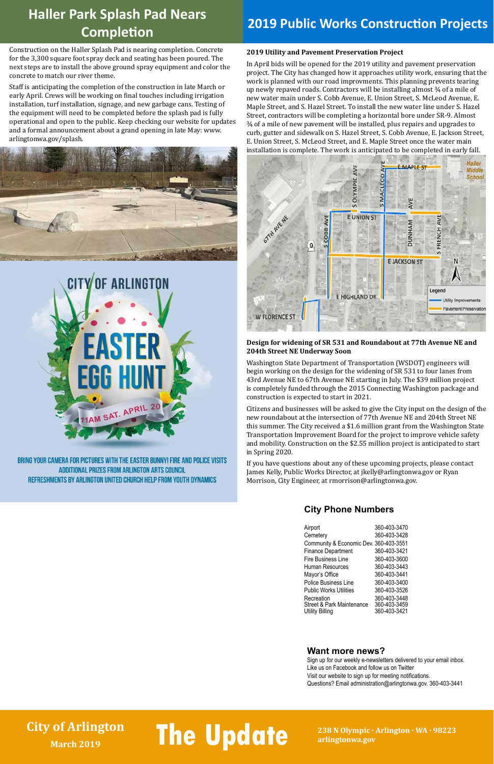## Haller Park Splash Pad Nears Completion

Construction on the Haller Splash Pad is nearing completion. Concrete for the 3,300 square foot spray deck and seating has been poured. The next steps are to install the above ground spray equipment and color the concrete to match our river theme.

Staff is anticipating the completion of the construction in late March or early April. Crews will be working on final touches including irrigation installation, turf installation, signage, and new garbage cans. Testing of the equipment will need to be completed before the splash pad is fully operational and open to the public. Keep checking our website for updates and a formal announcement about a grand opening in late May: www.arlingtonwa.gov/splash.

CITY OF ARLINGTON

EASTER EGG HUNT

11AM SAT. APRIL 20

BRING YOUR CAMERA FOR PICTURES WITH THE EASTER BUNNY! FIRE AND POLICE VISITS
ADDITIONAL PRIZES FROM ARLINGTON ARTS COUNCIL
REFRESHMENTS BY ARLINGTON UNITED CHURCH HELP FROM YOUTH DYNAMICS

## 2019 Public Works Construction Projects

**2019 Utility and Pavement Preservation Project**

In April bids will be opened for the 2019 utility and pavement preservation project. The City has changed how it approaches utility work, ensuring that the work is planned with our road improvments. This planning prevents tearing up newly repaved roads. Contractors will be installing almost ¾ of a mile of new water main under S. Cobb Avenue, E. Union Street, S. McLeod Avenue, E. Maple Street, and S. Hazel Street. To install the new water line under S. Hazel Street, contractors will be completing a horizontal bore under SR-9. Almost ¾ of a mile of new pavement will be installed, plus repairs and upgrades to curb, gutter and sidewalk on S. Hazel Street, S. Cobb Avenue, E. Jackson Street, E. Union Street, S. McLeod Street, and E. Maple Street once the water main installation is complete. The work is anticipated to be completed in early fall.

E MAPLE ST
Haller Middle School
S OLYMPIC AVE
S MACLEOD AVE
E UNION ST
S COBB AVE
DUNHAM AVE
S FRENCH AVE
67TH AVE NE
9
E JACKSON ST
E HIGHLAND DR
W FLORENCE ST
Legend
Utility Improvements
Pavement Preservation

**Design for widening of SR 531 and Roundabout at 77th Avenue NE and 204th Street NE Underway Soon**

Washington State Department of Transportation (WSDOT) engineers will begin working on the design for the widening of SR 531 to four lanes from 43rd Avenue NE to 67th Avenue NE starting in July. The $39 million project is completely funded through the 2015 Connecting Washington package and construction is expected to start in 2021.

Citizens and businesses will be asked to give the City input on the design of the new roundabout at the intersection of 77th Avenue NE and 204th Street NE this summer. The City received a $1.6 million grant from the Washington State Transportation Improvement Board for the project to improve vehicle safety and mobility. Construction on the $2.55 million project is anticipated to start in Spring 2020.

If you have questions about any of these upcoming projects, please contact James Kelly, Public Works Director, at jkelly@arlingtonwa.gov or Ryan Morrison, City Engineer, at rmorrison@arlingtonwa.gov.

### City Phone Numbers

| | |
|---|---|
| Airport | 360-403-3470 |
| Cemetery | 360-403-3428 |
| Community & Economic Dev. | 360-403-3551 |
| Finance Department | 360-403-3421 |
| Fire Business Line | 360-403-3600 |
| Human Resources | 360-403-3443 |
| Mayor's Office | 360-403-3441 |
| Police Business Line | 360-403-3400 |
| Public Works Utilities | 360-403-3526 |
| Recreation | 360-403-3448 |
| Street & Park Maintenance | 360-403-3459 |
| Utility Billing | 360-403-3421 |

### Want more news?

Sign up for our weekly e-newsletters delivered to your email inbox.
Like us on Facebook and follow us on Twitter
Visit our website to sign up for meeting notifications.
Questions? Email administration@arlingtonwa.gov. 360-403-3441

**City of Arlington**
**March 2019**

# The Update

**238 N Olympic · Arlington · WA · 98223**
**arlingtonwa.gov**